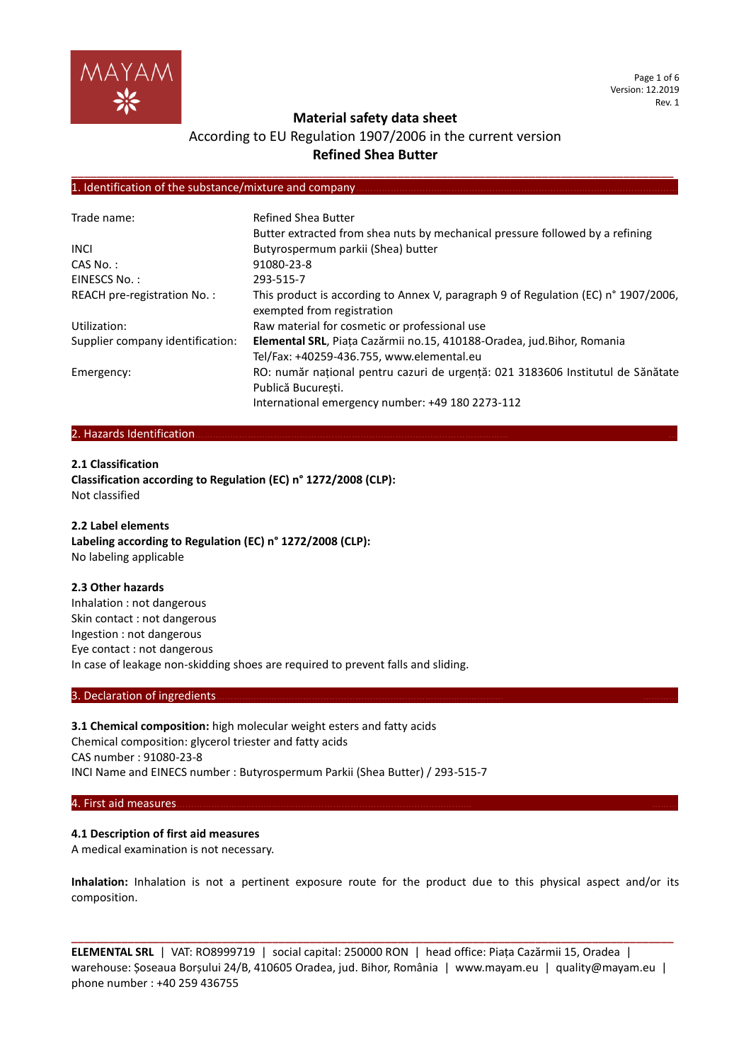# Material safety data sheet

According to EU Regulation 1907/2006 in the current version

**Refined Shea Butter**

## 1. Identification of the substance/mixture and company

| | |
|---|---|
| Trade name: | Refined Shea Butter<br>Butter extracted from shea nuts by mechanical pressure followed by a refining |
| INCI | Butyrospermum parkii (Shea) butter |
| CAS No. : | 91080-23-8 |
| EINESCS No. : | 293-515-7 |
| REACH pre-registration No. : | This product is according to Annex V, paragraph 9 of Regulation (EC) n° 1907/2006, exempted from registration |
| Utilization: | Raw material for cosmetic or professional use |
| Supplier company identification: | **Elemental SRL**, Piața Cazărmii no.15, 410188-Oradea, jud.Bihor, Romania<br>Tel/Fax: +40259-436.755, www.elemental.eu |
| Emergency: | RO: număr național pentru cazuri de urgență: 021 3183606 Institutul de Sănătate Publică București.<br>International emergency number: +49 180 2273-112 |

## 2. Hazards Identification

**2.1 Classification**
**Classification according to Regulation (EC) n° 1272/2008 (CLP):**
Not classified

**2.2 Label elements**
**Labeling according to Regulation (EC) n° 1272/2008 (CLP):**
No labeling applicable

**2.3 Other hazards**
Inhalation : not dangerous
Skin contact : not dangerous
Ingestion : not dangerous
Eye contact : not dangerous
In case of leakage non-skidding shoes are required to prevent falls and sliding.

## 3. Declaration of ingredients

**3.1 Chemical composition:** high molecular weight esters and fatty acids
Chemical composition: glycerol triester and fatty acids
CAS number : 91080-23-8
INCI Name and EINECS number : Butyrospermum Parkii (Shea Butter) / 293-515-7

## 4. First aid measures

**4.1 Description of first aid measures**
A medical examination is not necessary.

**Inhalation:** Inhalation is not a pertinent exposure route for the product due to this physical aspect and/or its composition.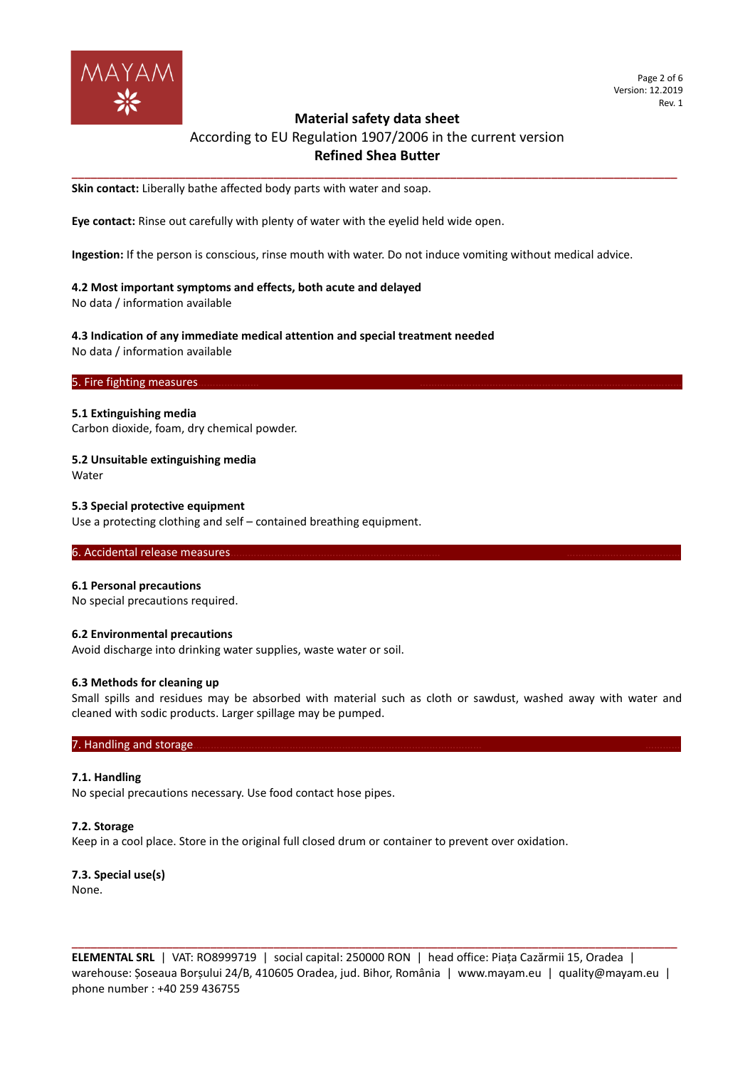**Skin contact:** Liberally bathe affected body parts with water and soap.

**Eye contact:** Rinse out carefully with plenty of water with the eyelid held wide open.

**Ingestion:** If the person is conscious, rinse mouth with water. Do not induce vomiting without medical advice.

**4.2 Most important symptoms and effects, both acute and delayed**
No data / information available

**4.3 Indication of any immediate medical attention and special treatment needed**
No data / information available

## 5. Fire fighting measures

**5.1 Extinguishing media**
Carbon dioxide, foam, dry chemical powder.

**5.2 Unsuitable extinguishing media**
Water

**5.3 Special protective equipment**
Use a protecting clothing and self – contained breathing equipment.

## 6. Accidental release measures

**6.1 Personal precautions**
No special precautions required.

**6.2 Environmental precautions**
Avoid discharge into drinking water supplies, waste water or soil.

**6.3 Methods for cleaning up**
Small spills and residues may be absorbed with material such as cloth or sawdust, washed away with water and cleaned with sodic products. Larger spillage may be pumped.

## 7. Handling and storage

**7.1. Handling**
No special precautions necessary. Use food contact hose pipes.

**7.2. Storage**
Keep in a cool place. Store in the original full closed drum or container to prevent over oxidation.

**7.3. Special use(s)**
None.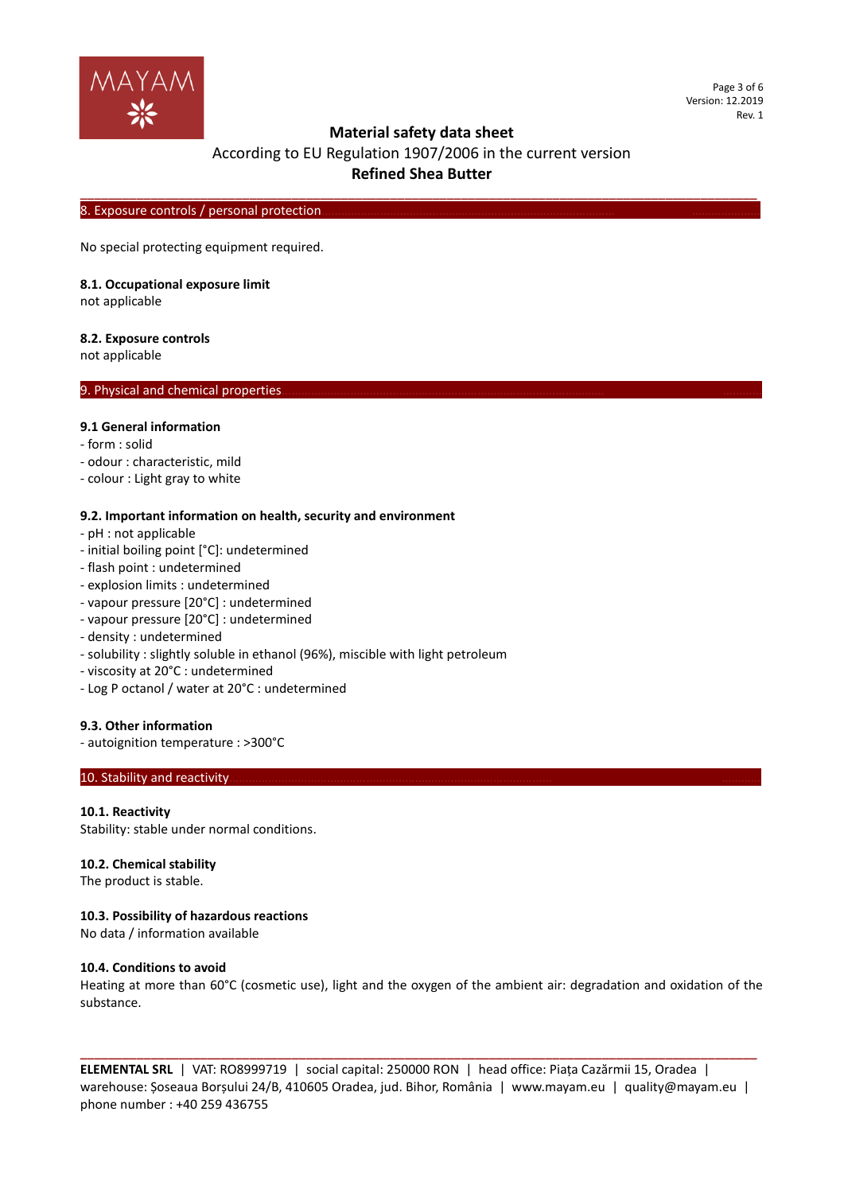## 8. Exposure controls / personal protection

No special protecting equipment required.

### 8.1. Occupational exposure limit

not applicable

### 8.2. Exposure controls

not applicable

## 9. Physical and chemical properties

### 9.1 General information

- form : solid
- odour : characteristic, mild
- colour : Light gray to white

### 9.2. Important information on health, security and environment

- pH : not applicable
- initial boiling point [°C]: undetermined
- flash point : undetermined
- explosion limits : undetermined
- vapour pressure [20°C] : undetermined
- vapour pressure [20°C] : undetermined
- density : undetermined
- solubility : slightly soluble in ethanol (96%), miscible with light petroleum
- viscosity at 20°C : undetermined
- Log P octanol / water at 20°C : undetermined

### 9.3. Other information

- autoignition temperature : >300°C

## 10. Stability and reactivity

### 10.1. Reactivity

Stability: stable under normal conditions.

### 10.2. Chemical stability

The product is stable.

### 10.3. Possibility of hazardous reactions

No data / information available

### 10.4. Conditions to avoid

Heating at more than 60°C (cosmetic use), light and the oxygen of the ambient air: degradation and oxidation of the substance.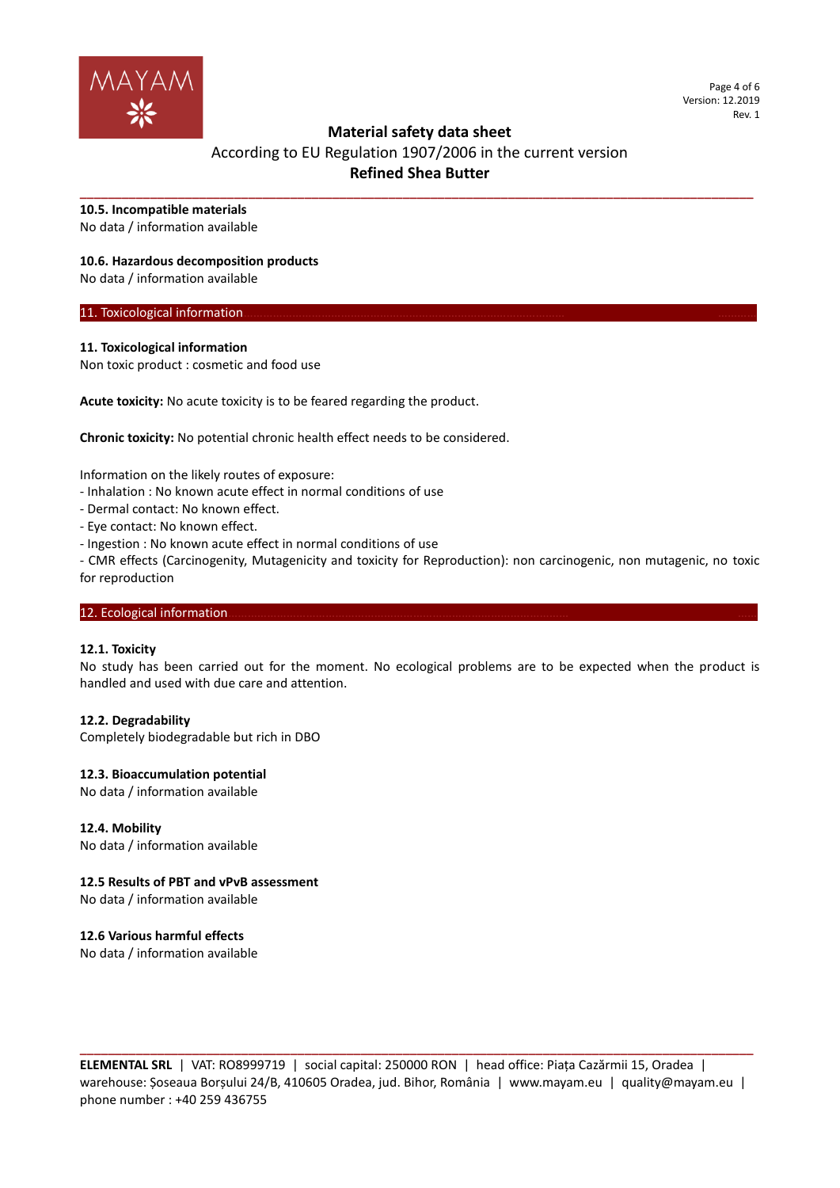### 10.5. Incompatible materials

No data / information available

### 10.6. Hazardous decomposition products

No data / information available

## 11. Toxicological information

### 11. Toxicological information

Non toxic product : cosmetic and food use

**Acute toxicity:** No acute toxicity is to be feared regarding the product.

**Chronic toxicity:** No potential chronic health effect needs to be considered.

Information on the likely routes of exposure:

- Inhalation : No known acute effect in normal conditions of use
- Dermal contact: No known effect.
- Eye contact: No known effect.
- Ingestion : No known acute effect in normal conditions of use
- CMR effects (Carcinogenity, Mutagenicity and toxicity for Reproduction): non carcinogenic, non mutagenic, no toxic for reproduction

## 12. Ecological information

### 12.1. Toxicity

No study has been carried out for the moment. No ecological problems are to be expected when the product is handled and used with due care and attention.

### 12.2. Degradability

Completely biodegradable but rich in DBO

### 12.3. Bioaccumulation potential

No data / information available

### 12.4. Mobility

No data / information available

### 12.5 Results of PBT and vPvB assessment

No data / information available

### 12.6 Various harmful effects

No data / information available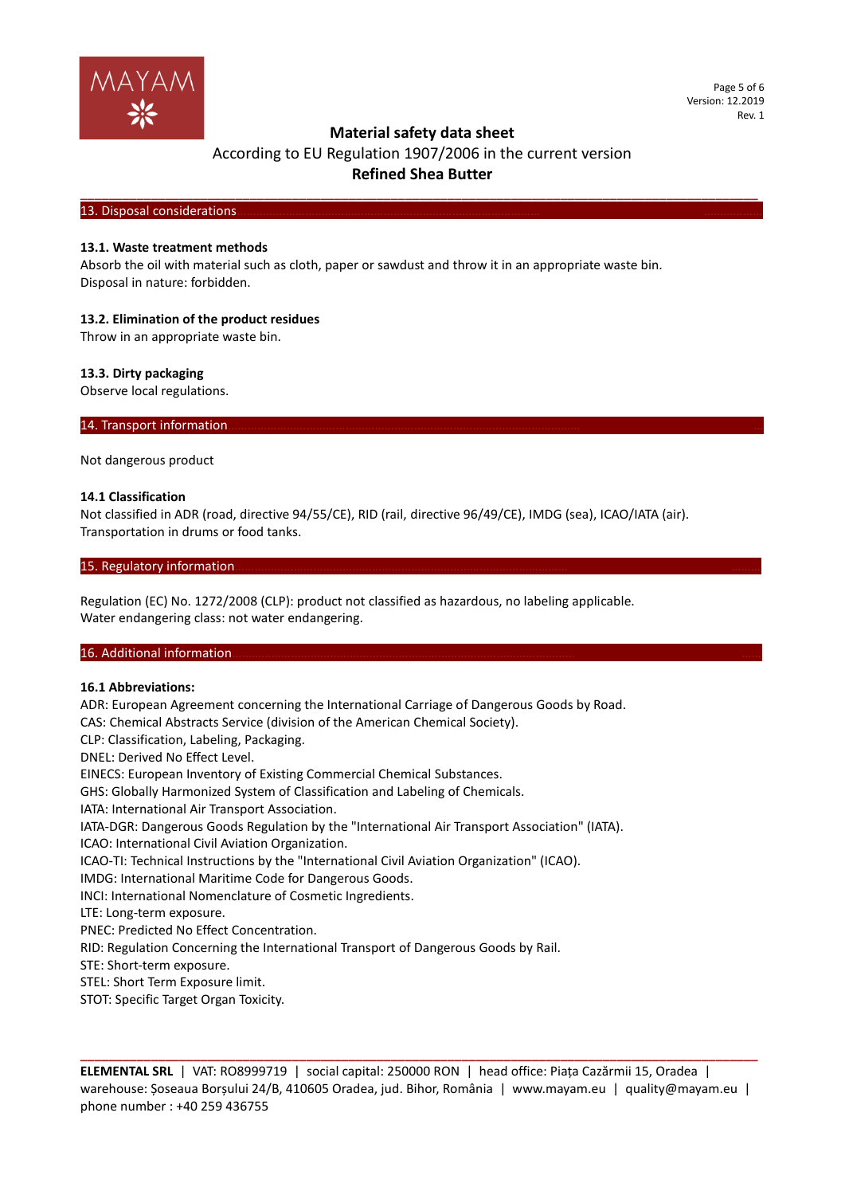## 13. Disposal considerations

### 13.1. Waste treatment methods

Absorb the oil with material such as cloth, paper or sawdust and throw it in an appropriate waste bin.
Disposal in nature: forbidden.

### 13.2. Elimination of the product residues

Throw in an appropriate waste bin.

### 13.3. Dirty packaging

Observe local regulations.

## 14. Transport information

Not dangerous product

### 14.1 Classification

Not classified in ADR (road, directive 94/55/CE), RID (rail, directive 96/49/CE), IMDG (sea), ICAO/IATA (air).
Transportation in drums or food tanks.

## 15. Regulatory information

Regulation (EC) No. 1272/2008 (CLP): product not classified as hazardous, no labeling applicable.
Water endangering class: not water endangering.

## 16. Additional information

### 16.1 Abbreviations:

ADR: European Agreement concerning the International Carriage of Dangerous Goods by Road.
CAS: Chemical Abstracts Service (division of the American Chemical Society).
CLP: Classification, Labeling, Packaging.
DNEL: Derived No Effect Level.
EINECS: European Inventory of Existing Commercial Chemical Substances.
GHS: Globally Harmonized System of Classification and Labeling of Chemicals.
IATA: International Air Transport Association.
IATA-DGR: Dangerous Goods Regulation by the "International Air Transport Association" (IATA).
ICAO: International Civil Aviation Organization.
ICAO-TI: Technical Instructions by the "International Civil Aviation Organization" (ICAO).
IMDG: International Maritime Code for Dangerous Goods.
INCI: International Nomenclature of Cosmetic Ingredients.
LTE: Long-term exposure.
PNEC: Predicted No Effect Concentration.
RID: Regulation Concerning the International Transport of Dangerous Goods by Rail.
STE: Short-term exposure.
STEL: Short Term Exposure limit.
STOT: Specific Target Organ Toxicity.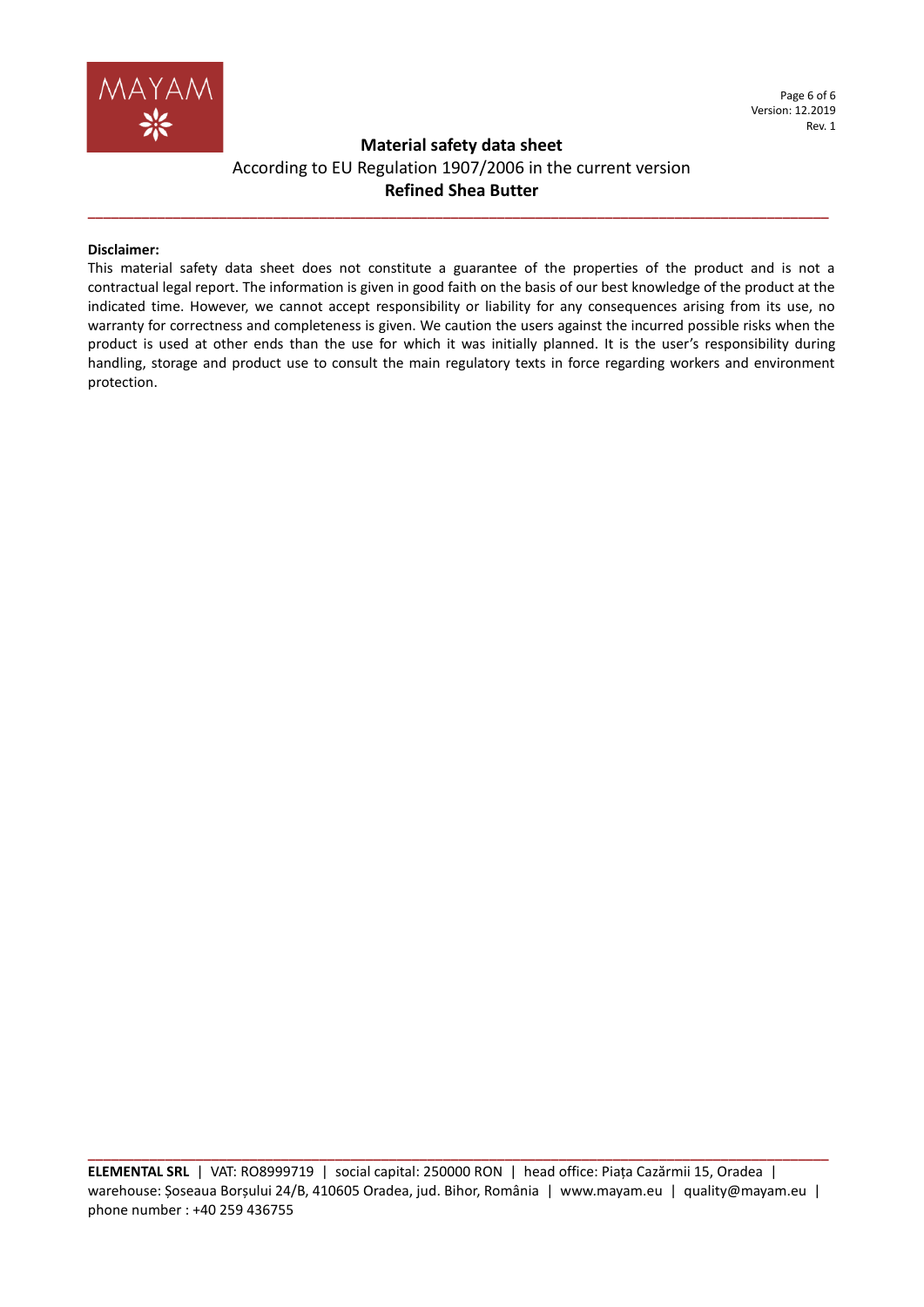**Disclaimer:**

This material safety data sheet does not constitute a guarantee of the properties of the product and is not a contractual legal report. The information is given in good faith on the basis of our best knowledge of the product at the indicated time. However, we cannot accept responsibility or liability for any consequences arising from its use, no warranty for correctness and completeness is given. We caution the users against the incurred possible risks when the product is used at other ends than the use for which it was initially planned. It is the user's responsibility during handling, storage and product use to consult the main regulatory texts in force regarding workers and environment protection.